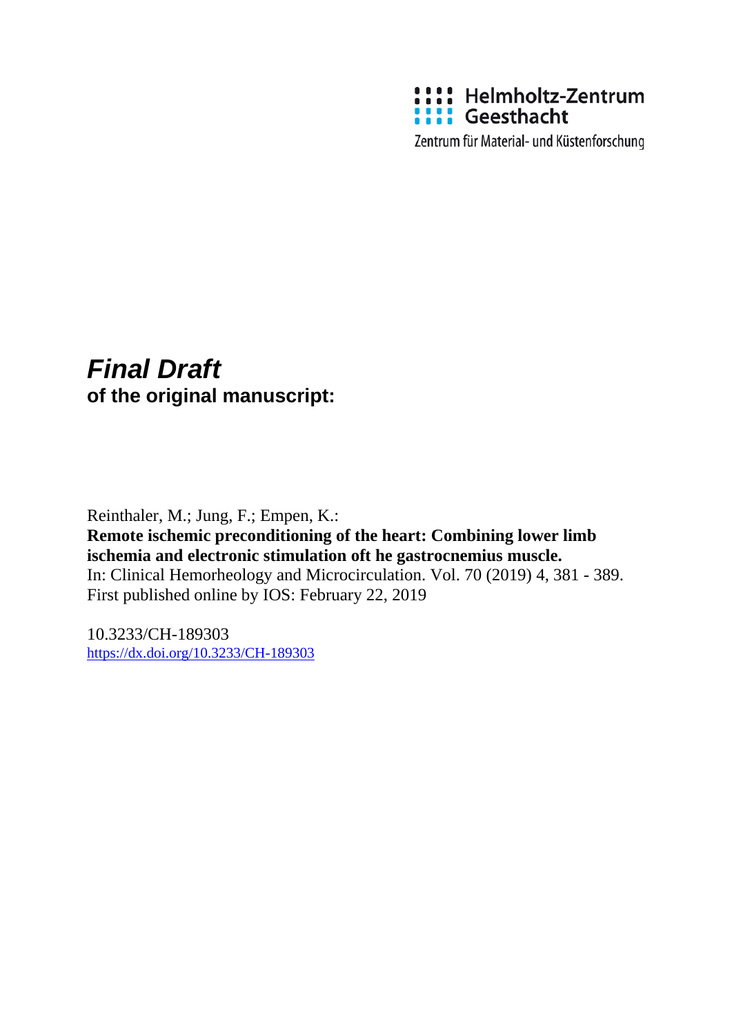Helmholtz-Zentrum
Geesthacht

Zentrum für Material- und Küstenforschung

***Final Draft***
**of the original manuscript:**

Reinthaler, M.; Jung, F.; Empen, K.:
**Remote ischemic preconditioning of the heart: Combining lower limb ischemia and electronic stimulation oft he gastrocnemius muscle.**
In: Clinical Hemorheology and Microcirculation. Vol. 70 (2019) 4, 381 - 389.
First published online by IOS: February 22, 2019

10.3233/CH-189303
https://dx.doi.org/10.3233/CH-189303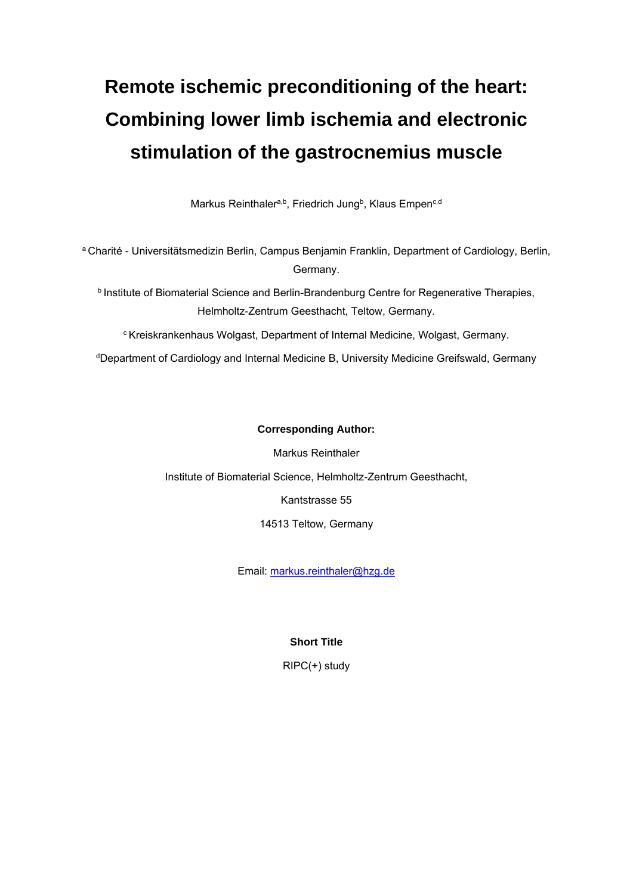# Remote ischemic preconditioning of the heart: Combining lower limb ischemia and electronic stimulation of the gastrocnemius muscle

Markus Reinthaler[a,b], Friedrich Jung[b], Klaus Empen[c,d]

[a] Charité - Universitätsmedizin Berlin, Campus Benjamin Franklin, Department of Cardiology, Berlin, Germany.

[b] Institute of Biomaterial Science and Berlin-Brandenburg Centre for Regenerative Therapies, Helmholtz-Zentrum Geesthacht, Teltow, Germany.

[c] Kreiskrankenhaus Wolgast, Department of Internal Medicine, Wolgast, Germany.

[d] Department of Cardiology and Internal Medicine B, University Medicine Greifswald, Germany

**Corresponding Author:**

Markus Reinthaler

Institute of Biomaterial Science, Helmholtz-Zentrum Geesthacht,

Kantstrasse 55

14513 Teltow, Germany

Email: markus.reinthaler@hzg.de

**Short Title**

RIPC(+) study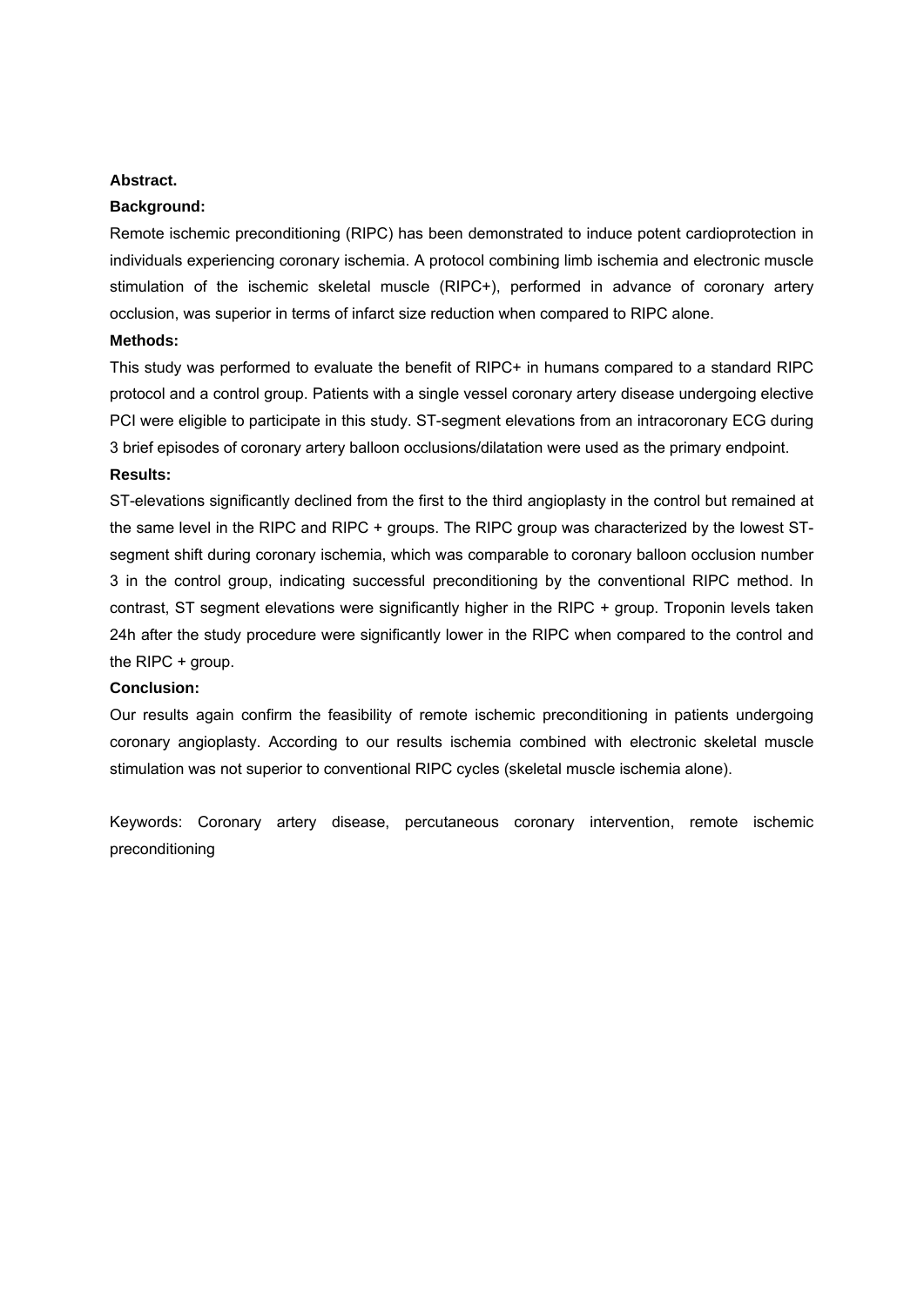**Abstract.**

**Background:**

Remote ischemic preconditioning (RIPC) has been demonstrated to induce potent cardioprotection in individuals experiencing coronary ischemia. A protocol combining limb ischemia and electronic muscle stimulation of the ischemic skeletal muscle (RIPC+), performed in advance of coronary artery occlusion, was superior in terms of infarct size reduction when compared to RIPC alone.

**Methods:**

This study was performed to evaluate the benefit of RIPC+ in humans compared to a standard RIPC protocol and a control group. Patients with a single vessel coronary artery disease undergoing elective PCI were eligible to participate in this study. ST-segment elevations from an intracoronary ECG during 3 brief episodes of coronary artery balloon occlusions/dilatation were used as the primary endpoint.

**Results:**

ST-elevations significantly declined from the first to the third angioplasty in the control but remained at the same level in the RIPC and RIPC + groups. The RIPC group was characterized by the lowest ST-segment shift during coronary ischemia, which was comparable to coronary balloon occlusion number 3 in the control group, indicating successful preconditioning by the conventional RIPC method. In contrast, ST segment elevations were significantly higher in the RIPC + group. Troponin levels taken 24h after the study procedure were significantly lower in the RIPC when compared to the control and the RIPC + group.

**Conclusion:**

Our results again confirm the feasibility of remote ischemic preconditioning in patients undergoing coronary angioplasty. According to our results ischemia combined with electronic skeletal muscle stimulation was not superior to conventional RIPC cycles (skeletal muscle ischemia alone).

Keywords: Coronary artery disease, percutaneous coronary intervention, remote ischemic preconditioning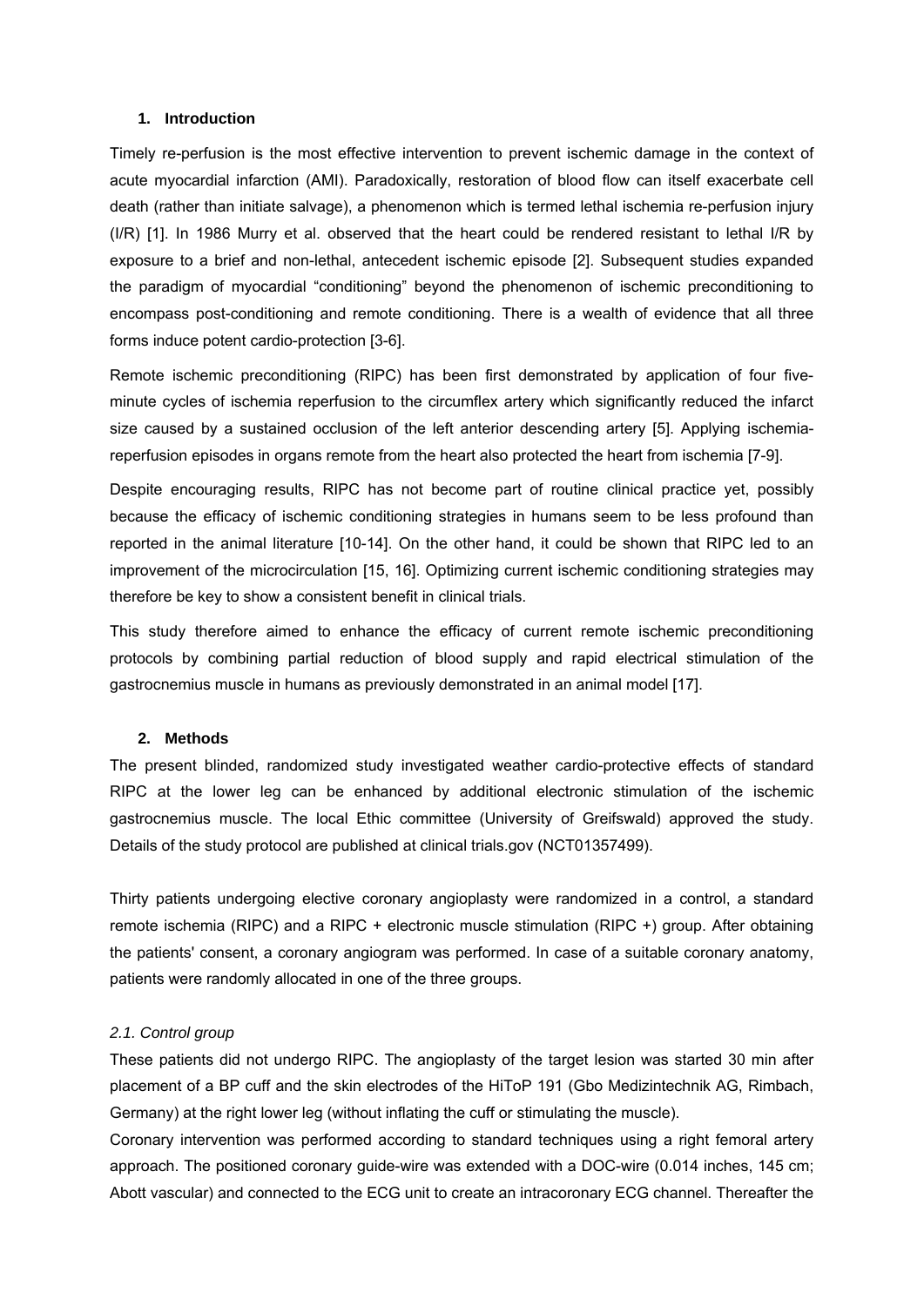## 1. Introduction

Timely re-perfusion is the most effective intervention to prevent ischemic damage in the context of acute myocardial infarction (AMI). Paradoxically, restoration of blood flow can itself exacerbate cell death (rather than initiate salvage), a phenomenon which is termed lethal ischemia re-perfusion injury (I/R) [1]. In 1986 Murry et al. observed that the heart could be rendered resistant to lethal I/R by exposure to a brief and non-lethal, antecedent ischemic episode [2]. Subsequent studies expanded the paradigm of myocardial "conditioning" beyond the phenomenon of ischemic preconditioning to encompass post-conditioning and remote conditioning. There is a wealth of evidence that all three forms induce potent cardio-protection [3-6].

Remote ischemic preconditioning (RIPC) has been first demonstrated by application of four five-minute cycles of ischemia reperfusion to the circumflex artery which significantly reduced the infarct size caused by a sustained occlusion of the left anterior descending artery [5]. Applying ischemia-reperfusion episodes in organs remote from the heart also protected the heart from ischemia [7-9].

Despite encouraging results, RIPC has not become part of routine clinical practice yet, possibly because the efficacy of ischemic conditioning strategies in humans seem to be less profound than reported in the animal literature [10-14]. On the other hand, it could be shown that RIPC led to an improvement of the microcirculation [15, 16]. Optimizing current ischemic conditioning strategies may therefore be key to show a consistent benefit in clinical trials.

This study therefore aimed to enhance the efficacy of current remote ischemic preconditioning protocols by combining partial reduction of blood supply and rapid electrical stimulation of the gastrocnemius muscle in humans as previously demonstrated in an animal model [17].

## 2. Methods

The present blinded, randomized study investigated weather cardio-protective effects of standard RIPC at the lower leg can be enhanced by additional electronic stimulation of the ischemic gastrocnemius muscle. The local Ethic committee (University of Greifswald) approved the study. Details of the study protocol are published at clinical trials.gov (NCT01357499).

Thirty patients undergoing elective coronary angioplasty were randomized in a control, a standard remote ischemia (RIPC) and a RIPC + electronic muscle stimulation (RIPC +) group. After obtaining the patients' consent, a coronary angiogram was performed. In case of a suitable coronary anatomy, patients were randomly allocated in one of the three groups.

### *2.1. Control group*

These patients did not undergo RIPC. The angioplasty of the target lesion was started 30 min after placement of a BP cuff and the skin electrodes of the HiToP 191 (Gbo Medizintechnik AG, Rimbach, Germany) at the right lower leg (without inflating the cuff or stimulating the muscle).

Coronary intervention was performed according to standard techniques using a right femoral artery approach. The positioned coronary guide-wire was extended with a DOC-wire (0.014 inches, 145 cm; Abott vascular) and connected to the ECG unit to create an intracoronary ECG channel. Thereafter the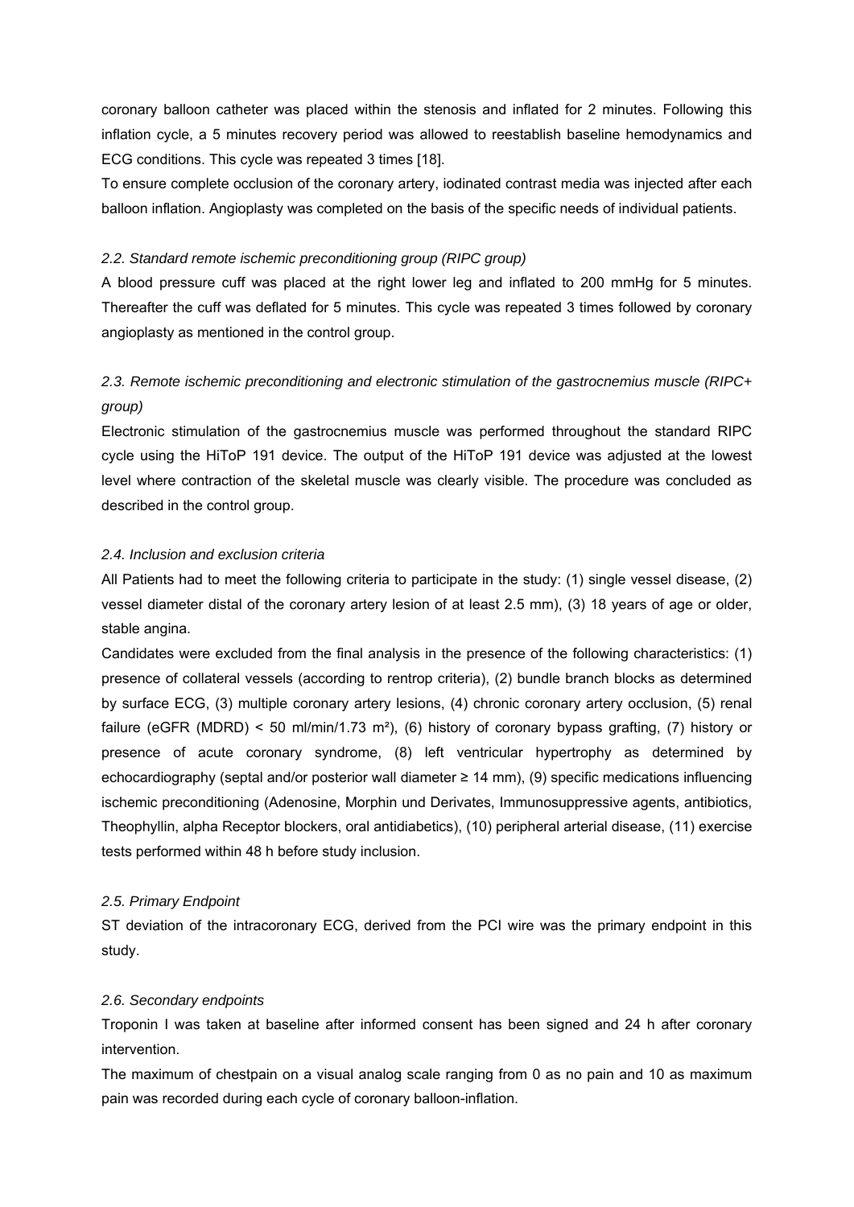coronary balloon catheter was placed within the stenosis and inflated for 2 minutes. Following this inflation cycle, a 5 minutes recovery period was allowed to reestablish baseline hemodynamics and ECG conditions. This cycle was repeated 3 times [18].

To ensure complete occlusion of the coronary artery, iodinated contrast media was injected after each balloon inflation. Angioplasty was completed on the basis of the specific needs of individual patients.

*2.2. Standard remote ischemic preconditioning group (RIPC group)*

A blood pressure cuff was placed at the right lower leg and inflated to 200 mmHg for 5 minutes. Thereafter the cuff was deflated for 5 minutes. This cycle was repeated 3 times followed by coronary angioplasty as mentioned in the control group.

*2.3. Remote ischemic preconditioning and electronic stimulation of the gastrocnemius muscle (RIPC+ group)*

Electronic stimulation of the gastrocnemius muscle was performed throughout the standard RIPC cycle using the HiToP 191 device. The output of the HiToP 191 device was adjusted at the lowest level where contraction of the skeletal muscle was clearly visible. The procedure was concluded as described in the control group.

*2.4. Inclusion and exclusion criteria*

All Patients had to meet the following criteria to participate in the study: (1) single vessel disease, (2) vessel diameter distal of the coronary artery lesion of at least 2.5 mm), (3) 18 years of age or older, stable angina.

Candidates were excluded from the final analysis in the presence of the following characteristics: (1) presence of collateral vessels (according to rentrop criteria), (2) bundle branch blocks as determined by surface ECG, (3) multiple coronary artery lesions, (4) chronic coronary artery occlusion, (5) renal failure (eGFR (MDRD) < 50 ml/min/1.73 m²), (6) history of coronary bypass grafting, (7) history or presence of acute coronary syndrome, (8) left ventricular hypertrophy as determined by echocardiography (septal and/or posterior wall diameter ≥ 14 mm), (9) specific medications influencing ischemic preconditioning (Adenosine, Morphin und Derivates, Immunosuppressive agents, antibiotics, Theophyllin, alpha Receptor blockers, oral antidiabetics), (10) peripheral arterial disease, (11) exercise tests performed within 48 h before study inclusion.

*2.5. Primary Endpoint*

ST deviation of the intracoronary ECG, derived from the PCI wire was the primary endpoint in this study.

*2.6. Secondary endpoints*

Troponin I was taken at baseline after informed consent has been signed and 24 h after coronary intervention.

The maximum of chestpain on a visual analog scale ranging from 0 as no pain and 10 as maximum pain was recorded during each cycle of coronary balloon-inflation.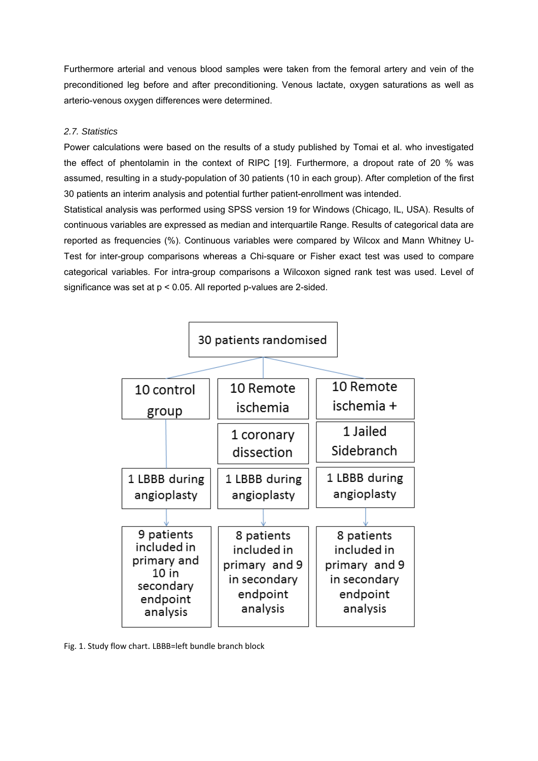Furthermore arterial and venous blood samples were taken from the femoral artery and vein of the preconditioned leg before and after preconditioning. Venous lactate, oxygen saturations as well as arterio-venous oxygen differences were determined.

*2.7. Statistics*

Power calculations were based on the results of a study published by Tomai et al. who investigated the effect of phentolamin in the context of RIPC [19]. Furthermore, a dropout rate of 20 % was assumed, resulting in a study-population of 30 patients (10 in each group). After completion of the first 30 patients an interim analysis and potential further patient-enrollment was intended.

Statistical analysis was performed using SPSS version 19 for Windows (Chicago, IL, USA). Results of continuous variables are expressed as median and interquartile Range. Results of categorical data are reported as frequencies (%). Continuous variables were compared by Wilcox and Mann Whitney U-Test for inter-group comparisons whereas a Chi-square or Fisher exact test was used to compare categorical variables. For intra-group comparisons a Wilcoxon signed rank test was used. Level of significance was set at $p < 0.05$. All reported p-values are 2-sided.

30 patients randomised

| 10 control group | 10 Remote ischemia | 10 Remote ischemia + |
| --- | --- | --- |
| | 1 coronary dissection | 1 Jailed Sidebranch |
| 1 LBBB during angioplasty | 1 LBBB during angioplasty | 1 LBBB during angioplasty |
| 9 patients included in primary and 10 in secondary endpoint analysis | 8 patients included in primary and 9 in secondary endpoint analysis | 8 patients included in primary and 9 in secondary endpoint analysis |

Fig. 1. Study flow chart. LBBB=left bundle branch block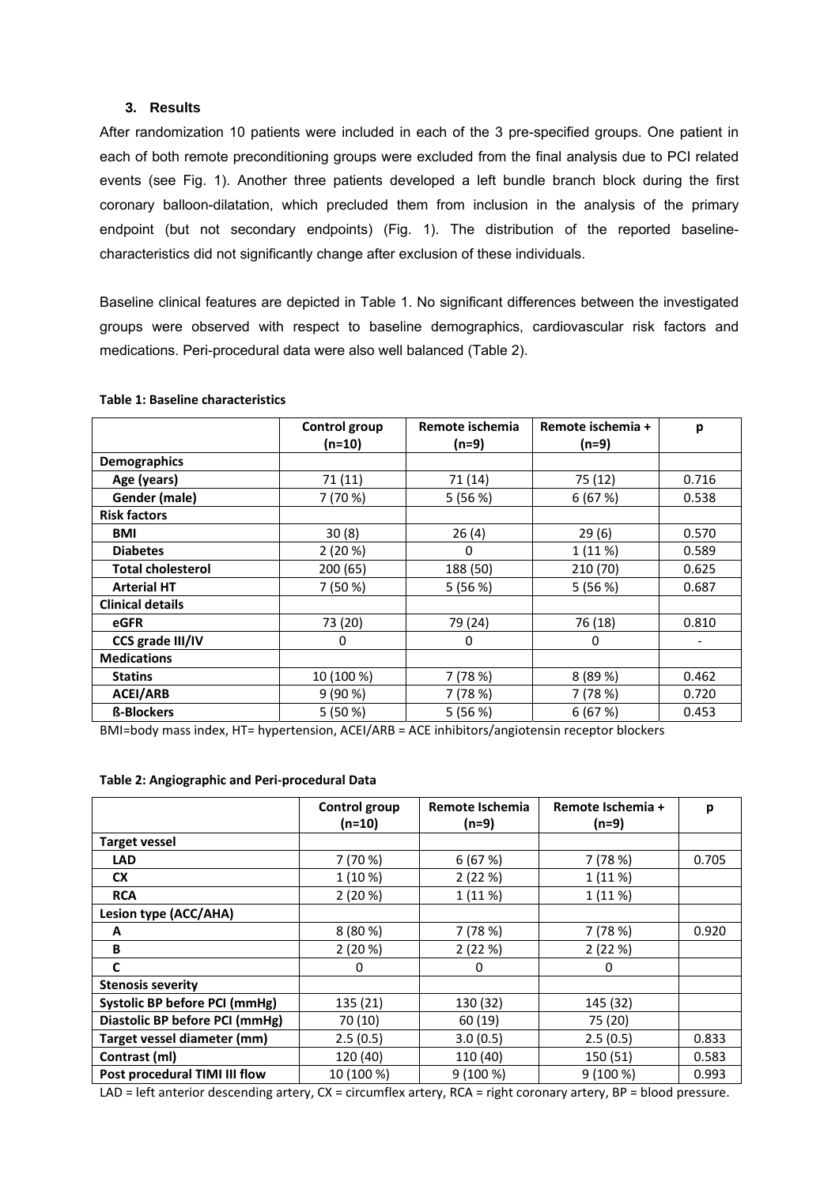### 3. Results

After randomization 10 patients were included in each of the 3 pre-specified groups. One patient in each of both remote preconditioning groups were excluded from the final analysis due to PCI related events (see Fig. 1). Another three patients developed a left bundle branch block during the first coronary balloon-dilatation, which precluded them from inclusion in the analysis of the primary endpoint (but not secondary endpoints) (Fig. 1). The distribution of the reported baseline-characteristics did not significantly change after exclusion of these individuals.

Baseline clinical features are depicted in Table 1. No significant differences between the investigated groups were observed with respect to baseline demographics, cardiovascular risk factors and medications. Peri-procedural data were also well balanced (Table 2).

**Table 1: Baseline characteristics**

| | Control group (n=10) | Remote ischemia (n=9) | Remote ischemia + (n=9) | p |
|---|---|---|---|---|
| **Demographics** | | | | |
| **Age (years)** | 71 (11) | 71 (14) | 75 (12) | 0.716 |
| **Gender (male)** | 7 (70 %) | 5 (56 %) | 6 (67 %) | 0.538 |
| **Risk factors** | | | | |
| **BMI** | 30 (8) | 26 (4) | 29 (6) | 0.570 |
| **Diabetes** | 2 (20 %) | 0 | 1 (11 %) | 0.589 |
| **Total cholesterol** | 200 (65) | 188 (50) | 210 (70) | 0.625 |
| **Arterial HT** | 7 (50 %) | 5 (56 %) | 5 (56 %) | 0.687 |
| **Clinical details** | | | | |
| **eGFR** | 73 (20) | 79 (24) | 76 (18) | 0.810 |
| **CCS grade III/IV** | 0 | 0 | 0 | - |
| **Medications** | | | | |
| **Statins** | 10 (100 %) | 7 (78 %) | 8 (89 %) | 0.462 |
| **ACEI/ARB** | 9 (90 %) | 7 (78 %) | 7 (78 %) | 0.720 |
| **ß-Blockers** | 5 (50 %) | 5 (56 %) | 6 (67 %) | 0.453 |

BMI=body mass index, HT= hypertension, ACEI/ARB = ACE inhibitors/angiotensin receptor blockers

**Table 2: Angiographic and Peri-procedural Data**

| | Control group (n=10) | Remote Ischemia (n=9) | Remote Ischemia + (n=9) | p |
|---|---|---|---|---|
| **Target vessel** | | | | |
| **LAD** | 7 (70 %) | 6 (67 %) | 7 (78 %) | 0.705 |
| **CX** | 1 (10 %) | 2 (22 %) | 1 (11 %) | |
| **RCA** | 2 (20 %) | 1 (11 %) | 1 (11 %) | |
| **Lesion type (ACC/AHA)** | | | | |
| **A** | 8 (80 %) | 7 (78 %) | 7 (78 %) | 0.920 |
| **B** | 2 (20 %) | 2 (22 %) | 2 (22 %) | |
| **C** | 0 | 0 | 0 | |
| **Stenosis severity** | | | | |
| **Systolic BP before PCI (mmHg)** | 135 (21) | 130 (32) | 145 (32) | |
| **Diastolic BP before PCI (mmHg)** | 70 (10) | 60 (19) | 75 (20) | |
| **Target vessel diameter (mm)** | 2.5 (0.5) | 3.0 (0.5) | 2.5 (0.5) | 0.833 |
| **Contrast (ml)** | 120 (40) | 110 (40) | 150 (51) | 0.583 |
| **Post procedural TIMI III flow** | 10 (100 %) | 9 (100 %) | 9 (100 %) | 0.993 |

LAD = left anterior descending artery, CX = circumflex artery, RCA = right coronary artery, BP = blood pressure.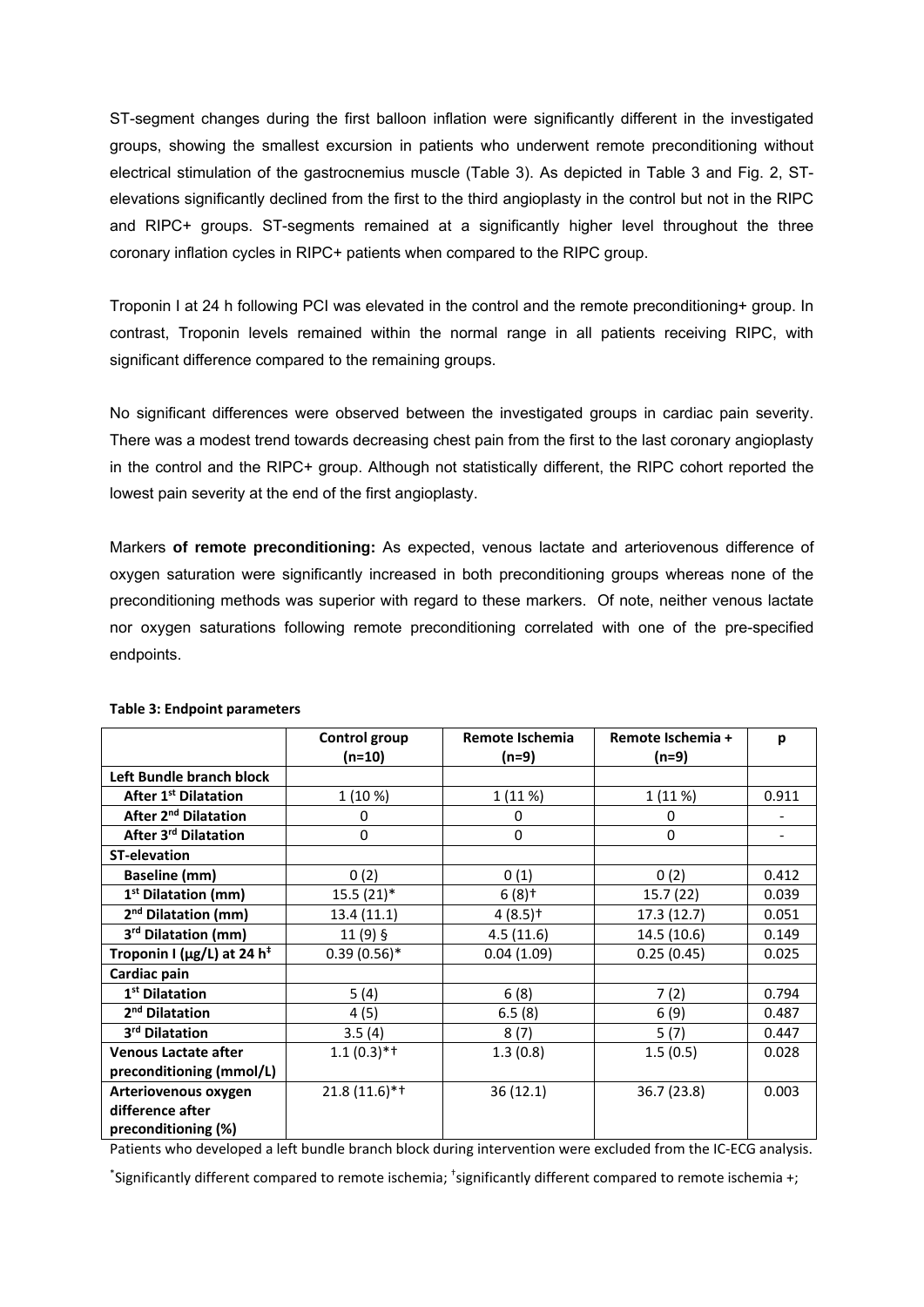ST-segment changes during the first balloon inflation were significantly different in the investigated groups, showing the smallest excursion in patients who underwent remote preconditioning without electrical stimulation of the gastrocnemius muscle (Table 3). As depicted in Table 3 and Fig. 2, ST-elevations significantly declined from the first to the third angioplasty in the control but not in the RIPC and RIPC+ groups. ST-segments remained at a significantly higher level throughout the three coronary inflation cycles in RIPC+ patients when compared to the RIPC group.

Troponin I at 24 h following PCI was elevated in the control and the remote preconditioning+ group. In contrast, Troponin levels remained within the normal range in all patients receiving RIPC, with significant difference compared to the remaining groups.

No significant differences were observed between the investigated groups in cardiac pain severity. There was a modest trend towards decreasing chest pain from the first to the last coronary angioplasty in the control and the RIPC+ group. Although not statistically different, the RIPC cohort reported the lowest pain severity at the end of the first angioplasty.

Markers **of remote preconditioning:** As expected, venous lactate and arteriovenous difference of oxygen saturation were significantly increased in both preconditioning groups whereas none of the preconditioning methods was superior with regard to these markers. Of note, neither venous lactate nor oxygen saturations following remote preconditioning correlated with one of the pre-specified endpoints.

**Table 3: Endpoint parameters**

| | Control group (n=10) | Remote Ischemia (n=9) | Remote Ischemia + (n=9) | p |
|---|---|---|---|---|
| **Left Bundle branch block** | | | | |
| **After 1st Dilatation** | 1 (10 %) | 1 (11 %) | 1 (11 %) | 0.911 |
| **After 2nd Dilatation** | 0 | 0 | 0 | - |
| **After 3rd Dilatation** | 0 | 0 | 0 | - |
| **ST-elevation** | | | | |
| **Baseline (mm)** | 0 (2) | 0 (1) | 0 (2) | 0.412 |
| **1st Dilatation (mm)** | 15.5 (21)* | 6 (8)† | 15.7 (22) | 0.039 |
| **2nd Dilatation (mm)** | 13.4 (11.1) | 4 (8.5)† | 17.3 (12.7) | 0.051 |
| **3rd Dilatation (mm)** | 11 (9) § | 4.5 (11.6) | 14.5 (10.6) | 0.149 |
| **Troponin I (μg/L) at 24 h‡** | 0.39 (0.56)* | 0.04 (1.09) | 0.25 (0.45) | 0.025 |
| **Cardiac pain** | | | | |
| **1st Dilatation** | 5 (4) | 6 (8) | 7 (2) | 0.794 |
| **2nd Dilatation** | 4 (5) | 6.5 (8) | 6 (9) | 0.487 |
| **3rd Dilatation** | 3.5 (4) | 8 (7) | 5 (7) | 0.447 |
| **Venous Lactate after preconditioning (mmol/L)** | 1.1 (0.3)*† | 1.3 (0.8) | 1.5 (0.5) | 0.028 |
| **Arteriovenous oxygen difference after preconditioning (%)** | 21.8 (11.6)*† | 36 (12.1) | 36.7 (23.8) | 0.003 |

Patients who developed a left bundle branch block during intervention were excluded from the IC-ECG analysis.

*Significantly different compared to remote ischemia; †significantly different compared to remote ischemia +;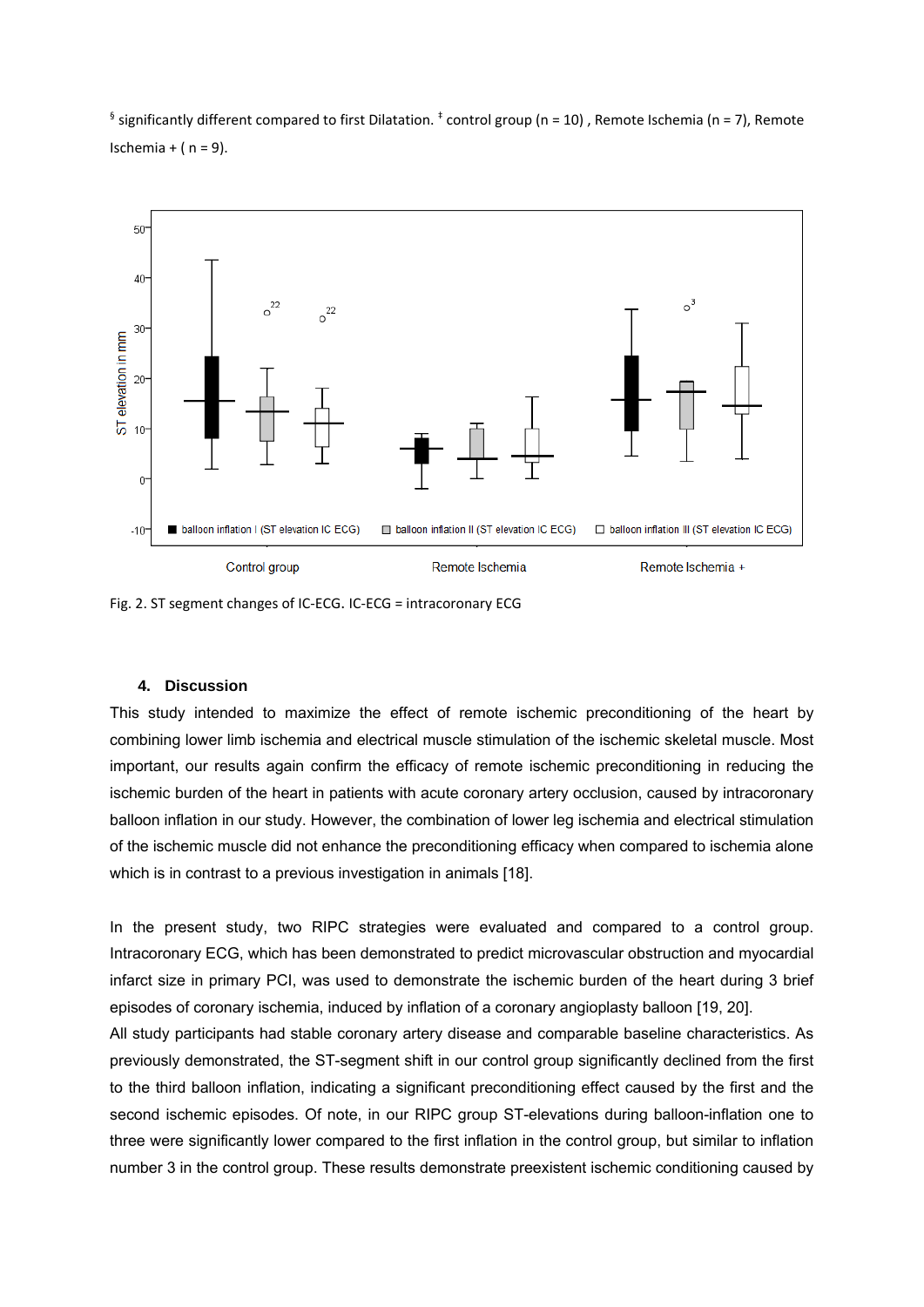§ significantly different compared to first Dilatation. ‡ control group (n = 10) , Remote Ischemia (n = 7), Remote Ischemia + ( n = 9).

Fig. 2. ST segment changes of IC-ECG. IC-ECG = intracoronary ECG

## 4. Discussion

This study intended to maximize the effect of remote ischemic preconditioning of the heart by combining lower limb ischemia and electrical muscle stimulation of the ischemic skeletal muscle. Most important, our results again confirm the efficacy of remote ischemic preconditioning in reducing the ischemic burden of the heart in patients with acute coronary artery occlusion, caused by intracoronary balloon inflation in our study. However, the combination of lower leg ischemia and electrical stimulation of the ischemic muscle did not enhance the preconditioning efficacy when compared to ischemia alone which is in contrast to a previous investigation in animals [18].

In the present study, two RIPC strategies were evaluated and compared to a control group. Intracoronary ECG, which has been demonstrated to predict microvascular obstruction and myocardial infarct size in primary PCI, was used to demonstrate the ischemic burden of the heart during 3 brief episodes of coronary ischemia, induced by inflation of a coronary angioplasty balloon [19, 20].

All study participants had stable coronary artery disease and comparable baseline characteristics. As previously demonstrated, the ST-segment shift in our control group significantly declined from the first to the third balloon inflation, indicating a significant preconditioning effect caused by the first and the second ischemic episodes. Of note, in our RIPC group ST-elevations during balloon-inflation one to three were significantly lower compared to the first inflation in the control group, but similar to inflation number 3 in the control group. These results demonstrate preexistent ischemic conditioning caused by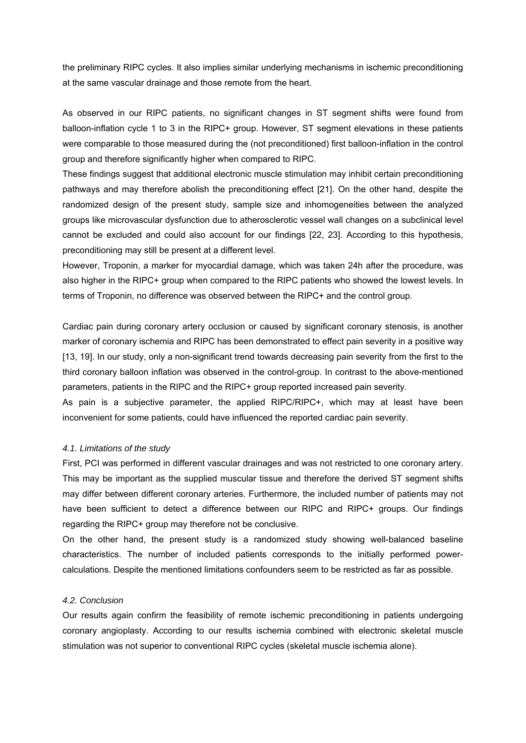the preliminary RIPC cycles. It also implies similar underlying mechanisms in ischemic preconditioning at the same vascular drainage and those remote from the heart.

As observed in our RIPC patients, no significant changes in ST segment shifts were found from balloon-inflation cycle 1 to 3 in the RIPC+ group. However, ST segment elevations in these patients were comparable to those measured during the (not preconditioned) first balloon-inflation in the control group and therefore significantly higher when compared to RIPC.

These findings suggest that additional electronic muscle stimulation may inhibit certain preconditioning pathways and may therefore abolish the preconditioning effect [21]. On the other hand, despite the randomized design of the present study, sample size and inhomogeneities between the analyzed groups like microvascular dysfunction due to atherosclerotic vessel wall changes on a subclinical level cannot be excluded and could also account for our findings [22, 23]. According to this hypothesis, preconditioning may still be present at a different level.

However, Troponin, a marker for myocardial damage, which was taken 24h after the procedure, was also higher in the RIPC+ group when compared to the RIPC patients who showed the lowest levels. In terms of Troponin, no difference was observed between the RIPC+ and the control group.

Cardiac pain during coronary artery occlusion or caused by significant coronary stenosis, is another marker of coronary ischemia and RIPC has been demonstrated to effect pain severity in a positive way [13, 19]. In our study, only a non-significant trend towards decreasing pain severity from the first to the third coronary balloon inflation was observed in the control-group. In contrast to the above-mentioned parameters, patients in the RIPC and the RIPC+ group reported increased pain severity.

As pain is a subjective parameter, the applied RIPC/RIPC+, which may at least have been inconvenient for some patients, could have influenced the reported cardiac pain severity.

### *4.1. Limitations of the study*

First, PCI was performed in different vascular drainages and was not restricted to one coronary artery. This may be important as the supplied muscular tissue and therefore the derived ST segment shifts may differ between different coronary arteries. Furthermore, the included number of patients may not have been sufficient to detect a difference between our RIPC and RIPC+ groups. Our findings regarding the RIPC+ group may therefore not be conclusive.

On the other hand, the present study is a randomized study showing well-balanced baseline characteristics. The number of included patients corresponds to the initially performed power-calculations. Despite the mentioned limitations confounders seem to be restricted as far as possible.

### *4.2. Conclusion*

Our results again confirm the feasibility of remote ischemic preconditioning in patients undergoing coronary angioplasty. According to our results ischemia combined with electronic skeletal muscle stimulation was not superior to conventional RIPC cycles (skeletal muscle ischemia alone).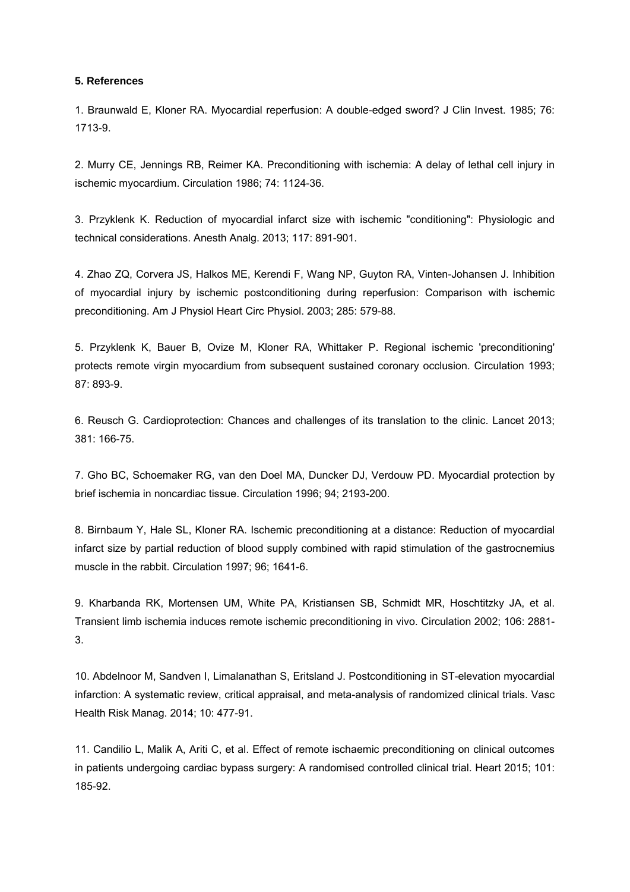#### 5. References

1. Braunwald E, Kloner RA. Myocardial reperfusion: A double-edged sword? J Clin Invest. 1985; 76: 1713-9.

2. Murry CE, Jennings RB, Reimer KA. Preconditioning with ischemia: A delay of lethal cell injury in ischemic myocardium. Circulation 1986; 74: 1124-36.

3. Przyklenk K. Reduction of myocardial infarct size with ischemic "conditioning": Physiologic and technical considerations. Anesth Analg. 2013; 117: 891-901.

4. Zhao ZQ, Corvera JS, Halkos ME, Kerendi F, Wang NP, Guyton RA, Vinten-Johansen J. Inhibition of myocardial injury by ischemic postconditioning during reperfusion: Comparison with ischemic preconditioning. Am J Physiol Heart Circ Physiol. 2003; 285: 579-88.

5. Przyklenk K, Bauer B, Ovize M, Kloner RA, Whittaker P. Regional ischemic 'preconditioning' protects remote virgin myocardium from subsequent sustained coronary occlusion. Circulation 1993; 87: 893-9.

6. Reusch G. Cardioprotection: Chances and challenges of its translation to the clinic. Lancet 2013; 381: 166-75.

7. Gho BC, Schoemaker RG, van den Doel MA, Duncker DJ, Verdouw PD. Myocardial protection by brief ischemia in noncardiac tissue. Circulation 1996; 94; 2193-200.

8. Birnbaum Y, Hale SL, Kloner RA. Ischemic preconditioning at a distance: Reduction of myocardial infarct size by partial reduction of blood supply combined with rapid stimulation of the gastrocnemius muscle in the rabbit. Circulation 1997; 96; 1641-6.

9. Kharbanda RK, Mortensen UM, White PA, Kristiansen SB, Schmidt MR, Hoschtitzky JA, et al. Transient limb ischemia induces remote ischemic preconditioning in vivo. Circulation 2002; 106: 2881-3.

10. Abdelnoor M, Sandven I, Limalanathan S, Eritsland J. Postconditioning in ST-elevation myocardial infarction: A systematic review, critical appraisal, and meta-analysis of randomized clinical trials. Vasc Health Risk Manag. 2014; 10: 477-91.

11. Candilio L, Malik A, Ariti C, et al. Effect of remote ischaemic preconditioning on clinical outcomes in patients undergoing cardiac bypass surgery: A randomised controlled clinical trial. Heart 2015; 101: 185-92.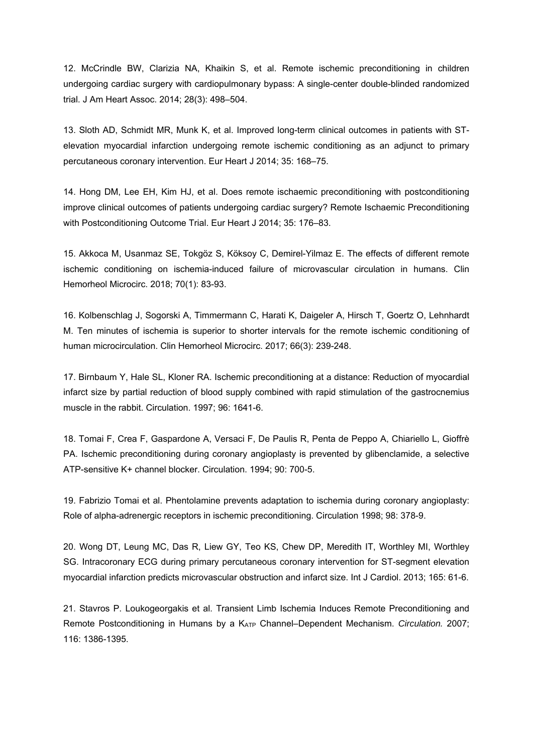12. McCrindle BW, Clarizia NA, Khaikin S, et al. Remote ischemic preconditioning in children undergoing cardiac surgery with cardiopulmonary bypass: A single-center double-blinded randomized trial. J Am Heart Assoc. 2014; 28(3): 498–504.

13. Sloth AD, Schmidt MR, Munk K, et al. Improved long-term clinical outcomes in patients with ST-elevation myocardial infarction undergoing remote ischemic conditioning as an adjunct to primary percutaneous coronary intervention. Eur Heart J 2014; 35: 168–75.

14. Hong DM, Lee EH, Kim HJ, et al. Does remote ischaemic preconditioning with postconditioning improve clinical outcomes of patients undergoing cardiac surgery? Remote Ischaemic Preconditioning with Postconditioning Outcome Trial. Eur Heart J 2014; 35: 176–83.

15. Akkoca M, Usanmaz SE, Tokgöz S, Köksoy C, Demirel-Yilmaz E. The effects of different remote ischemic conditioning on ischemia-induced failure of microvascular circulation in humans. Clin Hemorheol Microcirc. 2018; 70(1): 83-93.

16. Kolbenschlag J, Sogorski A, Timmermann C, Harati K, Daigeler A, Hirsch T, Goertz O, Lehnhardt M. Ten minutes of ischemia is superior to shorter intervals for the remote ischemic conditioning of human microcirculation. Clin Hemorheol Microcirc. 2017; 66(3): 239-248.

17. Birnbaum Y, Hale SL, Kloner RA. Ischemic preconditioning at a distance: Reduction of myocardial infarct size by partial reduction of blood supply combined with rapid stimulation of the gastrocnemius muscle in the rabbit. Circulation. 1997; 96: 1641-6.

18. Tomai F, Crea F, Gaspardone A, Versaci F, De Paulis R, Penta de Peppo A, Chiariello L, Gioffrè PA. Ischemic preconditioning during coronary angioplasty is prevented by glibenclamide, a selective ATP-sensitive K+ channel blocker. Circulation. 1994; 90: 700-5.

19. Fabrizio Tomai et al. Phentolamine prevents adaptation to ischemia during coronary angioplasty: Role of alpha-adrenergic receptors in ischemic preconditioning. Circulation 1998; 98: 378-9.

20. Wong DT, Leung MC, Das R, Liew GY, Teo KS, Chew DP, Meredith IT, Worthley MI, Worthley SG. Intracoronary ECG during primary percutaneous coronary intervention for ST-segment elevation myocardial infarction predicts microvascular obstruction and infarct size. Int J Cardiol. 2013; 165: 61-6.

21. Stavros P. Loukogeorgakis et al. Transient Limb Ischemia Induces Remote Preconditioning and Remote Postconditioning in Humans by a $K_{ATP}$ Channel–Dependent Mechanism. *Circulation.* 2007; 116: 1386-1395.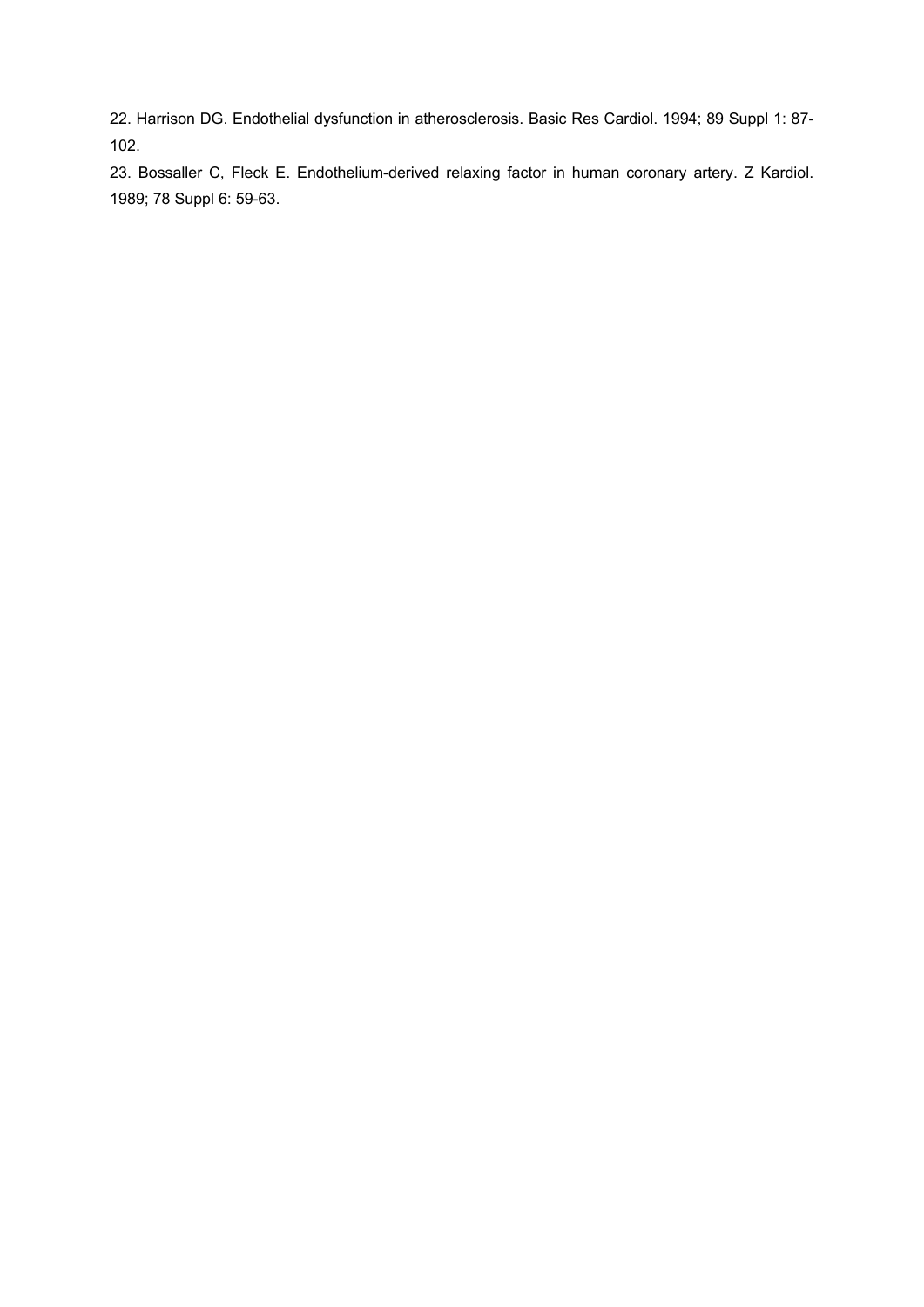22. Harrison DG. Endothelial dysfunction in atherosclerosis. Basic Res Cardiol. 1994; 89 Suppl 1: 87-102.

23. Bossaller C, Fleck E. Endothelium-derived relaxing factor in human coronary artery. Z Kardiol. 1989; 78 Suppl 6: 59-63.